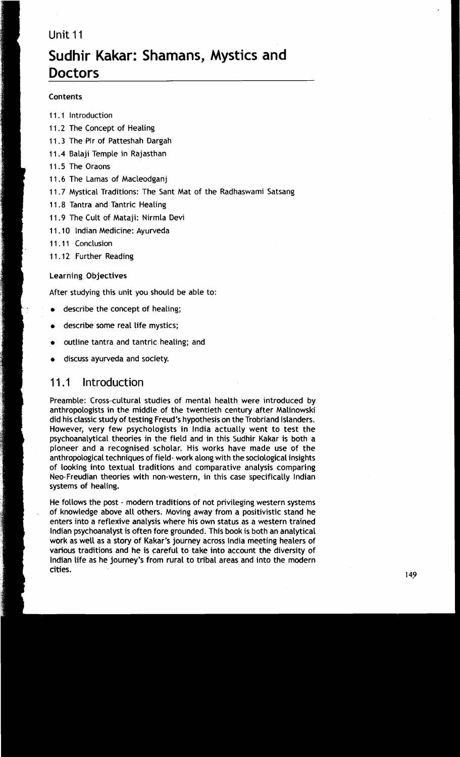Unit 11

# Sudhir Kakar: Shamans, Mystics and Doctors

**Contents**

11.1 Introduction

11.2 The Concept of Healing

11.3 The Pir of Patteshah Dargah

11.4 Balaji Temple in Rajasthan

11.5 The Oraons

11.6 The Lamas of Macleodganj

11.7 Mystical Traditions: The Sant Mat of the Radhaswami Satsang

11.8 Tantra and Tantric Healing

11.9 The Cult of Mataji: Nirmla Devi

11.10 Indian Medicine: Ayurveda

11.11 Conclusion

11.12 Further Reading

**Learning Objectives**

After studying this unit you should be able to:

- describe the concept of healing;
- describe some real life mystics;
- outline tantra and tantric healing; and
- discuss ayurveda and society.

## 11.1 Introduction

Preamble: Cross-cultural studies of mental health were introduced by anthropologists in the middle of the twentieth century after Malinowski did his classic study of testing Freud's hypothesis on the Trobriand Islanders. However, very few psychologists in India actually went to test the psychoanalytical theories in the field and in this Sudhir Kakar is both a pioneer and a recognised scholar. His works have made use of the anthropological techniques of field- work along with the sociological insights of looking into textual traditions and comparative analysis comparing Neo-Freudian theories with non-western, in this case specifically Indian systems of healing.

He follows the post - modern traditions of not privileging western systems of knowledge above all others. Moving away from a positivistic stand he enters into a reflexive analysis where his own status as a western trained Indian psychoanalyst is often fore grounded. This book is both an analytical work as well as a story of Kakar's journey across India meeting healers of various traditions and he is careful to take into account the diversity of Indian life as he journey's from rural to tribal areas and into the modern cities.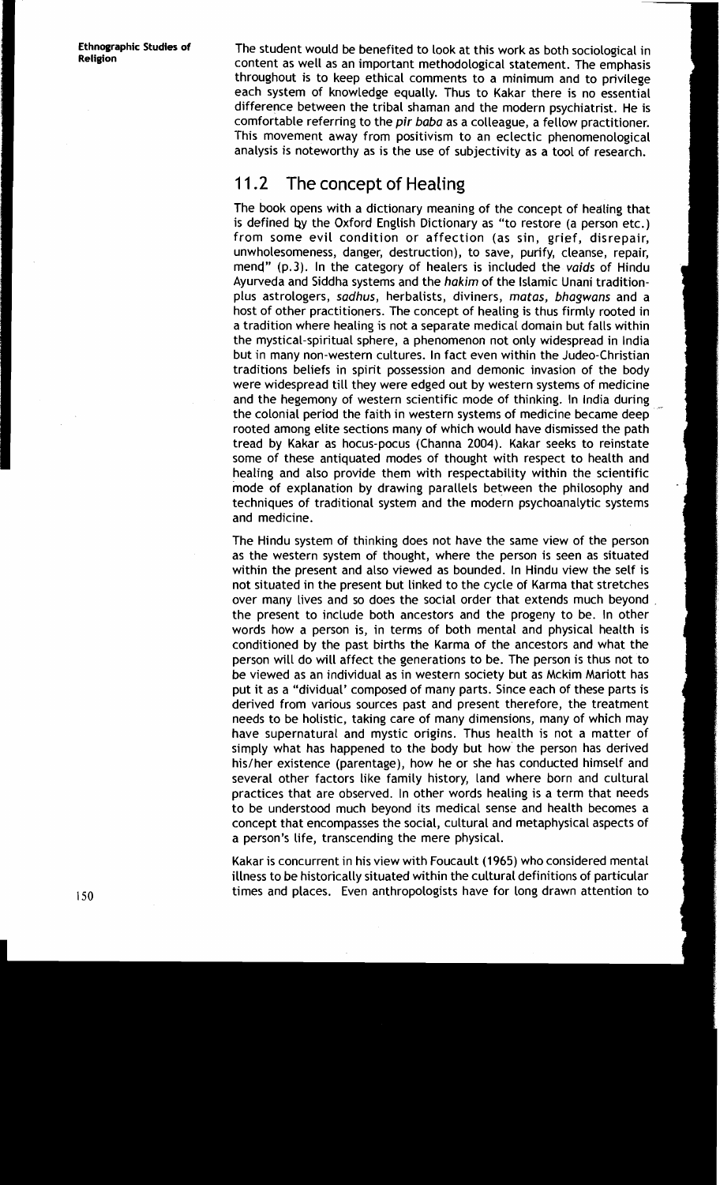The student would be benefited to look at this work as both sociological in content as well as an important methodological statement. The emphasis throughout is to keep ethical comments to a minimum and to privilege each system of knowledge equally. Thus to Kakar there is no essential difference between the tribal shaman and the modern psychiatrist. He is comfortable referring to the *pir baba* as a colleague, a fellow practitioner. This movement away from positivism to an eclectic phenomenological analysis is noteworthy as is the use of subjectivity as a tool of research.

## 11.2 The concept of Healing

The book opens with a dictionary meaning of the concept of healing that is defined by the Oxford English Dictionary as "to restore (a person etc.) from some evil condition or affection (as sin, grief, disrepair, unwholesomeness, danger, destruction), to save, purify, cleanse, repair, mend" (p.3). In the category of healers is included the *vaids* of Hindu Ayurveda and Siddha systems and the *hakim* of the Islamic Unani tradition-plus astrologers, *sadhus*, herbalists, diviners, *matas*, *bhagwans* and a host of other practitioners. The concept of healing is thus firmly rooted in a tradition where healing is not a separate medical domain but falls within the mystical-spiritual sphere, a phenomenon not only widespread in India but in many non-western cultures. In fact even within the Judeo-Christian traditions beliefs in spirit possession and demonic invasion of the body were widespread till they were edged out by western systems of medicine and the hegemony of western scientific mode of thinking. In India during the colonial period the faith in western systems of medicine became deep rooted among elite sections many of which would have dismissed the path tread by Kakar as hocus-pocus (Channa 2004). Kakar seeks to reinstate some of these antiquated modes of thought with respect to health and healing and also provide them with respectability within the scientific mode of explanation by drawing parallels between the philosophy and techniques of traditional system and the modern psychoanalytic systems and medicine.

The Hindu system of thinking does not have the same view of the person as the western system of thought, where the person is seen as situated within the present and also viewed as bounded. In Hindu view the self is not situated in the present but linked to the cycle of Karma that stretches over many lives and so does the social order that extends much beyond the present to include both ancestors and the progeny to be. In other words how a person is, in terms of both mental and physical health is conditioned by the past births the Karma of the ancestors and what the person will do will affect the generations to be. The person is thus not to be viewed as an individual as in western society but as Mckim Mariott has put it as a "dividual' composed of many parts. Since each of these parts is derived from various sources past and present therefore, the treatment needs to be holistic, taking care of many dimensions, many of which may have supernatural and mystic origins. Thus health is not a matter of simply what has happened to the body but how the person has derived his/her existence (parentage), how he or she has conducted himself and several other factors like family history, land where born and cultural practices that are observed. In other words healing is a term that needs to be understood much beyond its medical sense and health becomes a concept that encompasses the social, cultural and metaphysical aspects of a person's life, transcending the mere physical.

Kakar is concurrent in his view with Foucault (1965) who considered mental illness to be historically situated within the cultural definitions of particular times and places. Even anthropologists have for long drawn attention to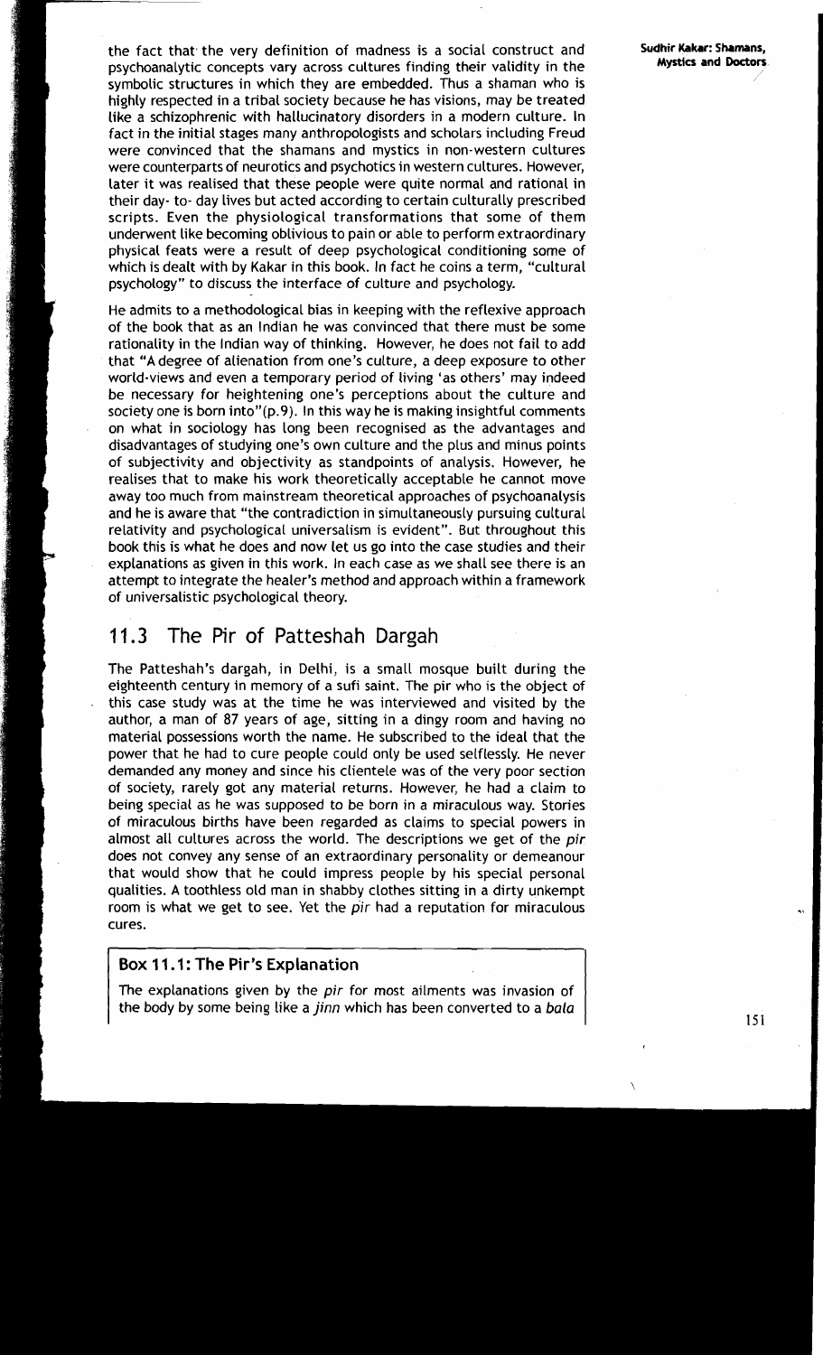the fact that the very definition of madness is a social construct and psychoanalytic concepts vary across cultures finding their validity in the symbolic structures in which they are embedded. Thus a shaman who is highly respected in a tribal society because he has visions, may be treated like a schizophrenic with hallucinatory disorders in a modern culture. In fact in the initial stages many anthropologists and scholars including Freud were convinced that the shamans and mystics in non-western cultures were counterparts of neurotics and psychotics in western cultures. However, later it was realised that these people were quite normal and rational in their day- to- day lives but acted according to certain culturally prescribed scripts. Even the physiological transformations that some of them underwent like becoming oblivious to pain or able to perform extraordinary physical feats were a result of deep psychological conditioning some of which is dealt with by Kakar in this book. In fact he coins a term, "cultural psychology" to discuss the interface of culture and psychology.

He admits to a methodological bias in keeping with the reflexive approach of the book that as an Indian he was convinced that there must be some rationality in the Indian way of thinking. However, he does not fail to add that "A degree of alienation from one's culture, a deep exposure to other world-views and even a temporary period of living 'as others' may indeed be necessary for heightening one's perceptions about the culture and society one is born into"(p.9). In this way he is making insightful comments on what in sociology has long been recognised as the advantages and disadvantages of studying one's own culture and the plus and minus points of subjectivity and objectivity as standpoints of analysis. However, he realises that to make his work theoretically acceptable he cannot move away too much from mainstream theoretical approaches of psychoanalysis and he is aware that "the contradiction in simultaneously pursuing cultural relativity and psychological universalism is evident". But throughout this book this is what he does and now let us go into the case studies and their explanations as given in this work. In each case as we shall see there is an attempt to integrate the healer's method and approach within a framework of universalistic psychological theory.

## 11.3 The Pir of Patteshah Dargah

The Patteshah's dargah, in Delhi, is a small mosque built during the eighteenth century in memory of a sufi saint. The pir who is the object of this case study was at the time he was interviewed and visited by the author, a man of 87 years of age, sitting in a dingy room and having no material possessions worth the name. He subscribed to the ideal that the power that he had to cure people could only be used selflessly. He never demanded any money and since his clientele was of the very poor section of society, rarely got any material returns. However, he had a claim to being special as he was supposed to be born in a miraculous way. Stories of miraculous births have been regarded as claims to special powers in almost all cultures across the world. The descriptions we get of the *pir* does not convey any sense of an extraordinary personality or demeanour that would show that he could impress people by his special personal qualities. A toothless old man in shabby clothes sitting in a dirty unkempt room is what we get to see. Yet the *pir* had a reputation for miraculous cures.

**Box 11.1: The Pir's Explanation**

The explanations given by the *pir* for most ailments was invasion of the body by some being like a *jinn* which has been converted to a *bala*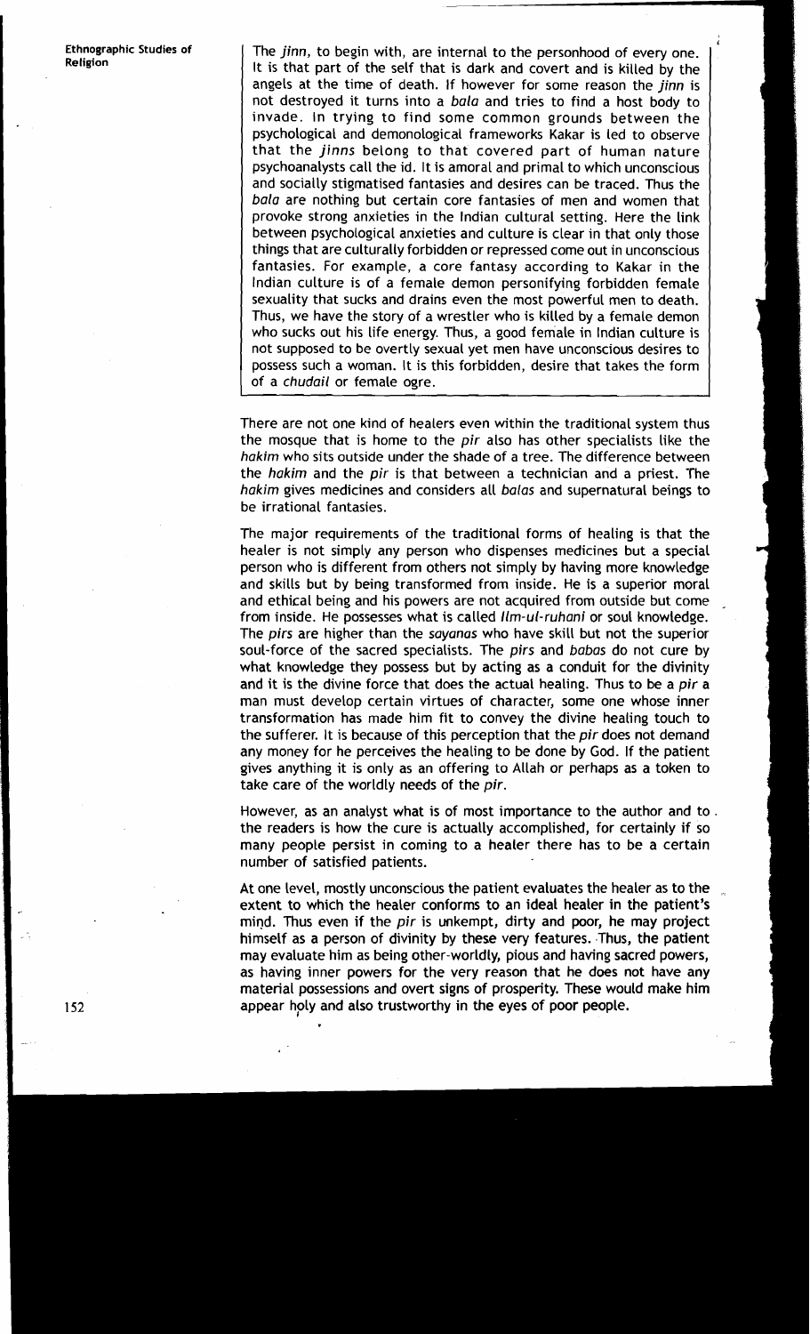The *jinn*, to begin with, are internal to the personhood of every one. It is that part of the self that is dark and covert and is killed by the angels at the time of death. If however for some reason the *jinn* is not destroyed it turns into a *bala* and tries to find a host body to invade. In trying to find some common grounds between the psychological and demonological frameworks Kakar is led to observe that the *jinns* belong to that covered part of human nature psychoanalysts call the id. It is amoral and primal to which unconscious and socially stigmatised fantasies and desires can be traced. Thus the *bala* are nothing but certain core fantasies of men and women that provoke strong anxieties in the Indian cultural setting. Here the link between psychological anxieties and culture is clear in that only those things that are culturally forbidden or repressed come out in unconscious fantasies. For example, a core fantasy according to Kakar in the Indian culture is of a female demon personifying forbidden female sexuality that sucks and drains even the most powerful men to death. Thus, we have the story of a wrestler who is killed by a female demon who sucks out his life energy. Thus, a good female in Indian culture is not supposed to be overtly sexual yet men have unconscious desires to possess such a woman. It is this forbidden, desire that takes the form of a *chudail* or female ogre.

There are not one kind of healers even within the traditional system thus the mosque that is home to the *pir* also has other specialists like the *hakim* who sits outside under the shade of a tree. The difference between the *hakim* and the *pir* is that between a technician and a priest. The *hakim* gives medicines and considers all *balas* and supernatural beings to be irrational fantasies.

The major requirements of the traditional forms of healing is that the healer is not simply any person who dispenses medicines but a special person who is different from others not simply by having more knowledge and skills but by being transformed from inside. He is a superior moral and ethical being and his powers are not acquired from outside but come from inside. He possesses what is called *Ilm-ul-ruhani* or soul knowledge. The *pirs* are higher than the *sayanas* who have skill but not the superior soul-force of the sacred specialists. The *pirs* and *babas* do not cure by what knowledge they possess but by acting as a conduit for the divinity and it is the divine force that does the actual healing. Thus to be a *pir* a man must develop certain virtues of character, some one whose inner transformation has made him fit to convey the divine healing touch to the sufferer. It is because of this perception that the *pir* does not demand any money for he perceives the healing to be done by God. If the patient gives anything it is only as an offering to Allah or perhaps as a token to take care of the worldly needs of the *pir*.

However, as an analyst what is of most importance to the author and to the readers is how the cure is actually accomplished, for certainly if so many people persist in coming to a healer there has to be a certain number of satisfied patients.

At one level, mostly unconscious the patient evaluates the healer as to the extent to which the healer conforms to an ideal healer in the patient's mind. Thus even if the *pir* is unkempt, dirty and poor, he may project himself as a person of divinity by these very features. Thus, the patient may evaluate him as being other-worldly, pious and having sacred powers, as having inner powers for the very reason that he does not have any material possessions and overt signs of prosperity. These would make him appear holy and also trustworthy in the eyes of poor people.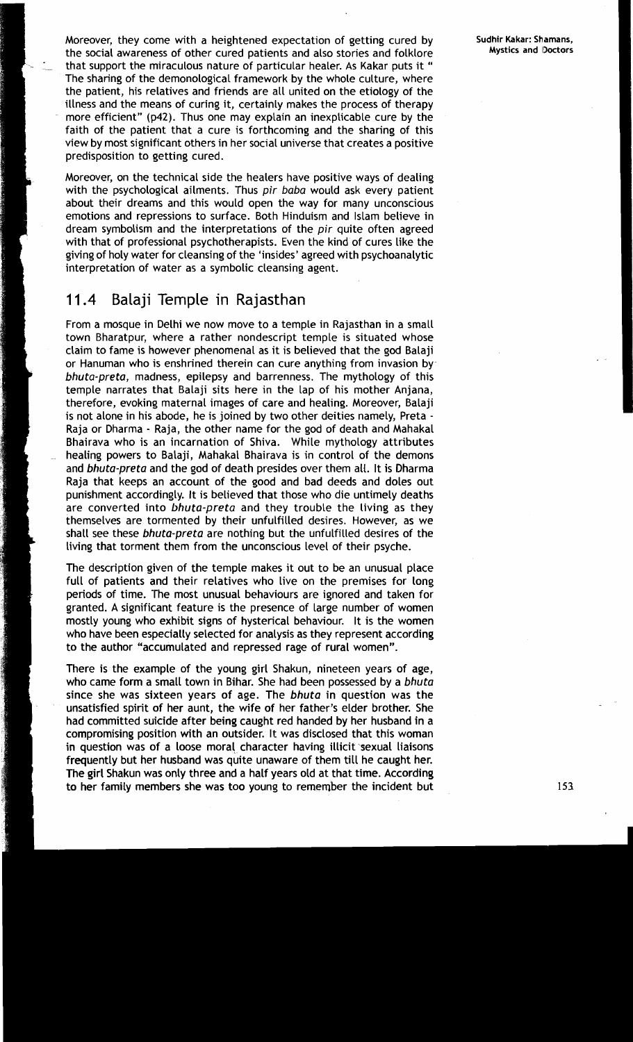Moreover, they come with a heightened expectation of getting cured by the social awareness of other cured patients and also stories and folklore that support the miraculous nature of particular healer. As Kakar puts it " The sharing of the demonological framework by the whole culture, where the patient, his relatives and friends are all united on the etiology of the illness and the means of curing it, certainly makes the process of therapy more efficient" (p42). Thus one may explain an inexplicable cure by the faith of the patient that a cure is forthcoming and the sharing of this view by most significant others in her social universe that creates a positive predisposition to getting cured.

Moreover, on the technical side the healers have positive ways of dealing with the psychological ailments. Thus *pir baba* would ask every patient about their dreams and this would open the way for many unconscious emotions and repressions to surface. Both Hinduism and Islam believe in dream symbolism and the interpretations of the *pir* quite often agreed with that of professional psychotherapists. Even the kind of cures like the giving of holy water for cleansing of the 'insides' agreed with psychoanalytic interpretation of water as a symbolic cleansing agent.

## 11.4 Balaji Temple in Rajasthan

From a mosque in Delhi we now move to a temple in Rajasthan in a small town Bharatpur, where a rather nondescript temple is situated whose claim to fame is however phenomenal as it is believed that the god Balaji or Hanuman who is enshrined therein can cure anything from invasion by *bhuta-preta*, madness, epilepsy and barrenness. The mythology of this temple narrates that Balaji sits here in the lap of his mother Anjana, therefore, evoking maternal images of care and healing. Moreover, Balaji is not alone in his abode, he is joined by two other deities namely, Preta - Raja or Dharma - Raja, the other name for the god of death and Mahakal Bhairava who is an incarnation of Shiva. While mythology attributes healing powers to Balaji, Mahakal Bhairava is in control of the demons and *bhuta-preta* and the god of death presides over them all. It is Dharma Raja that keeps an account of the good and bad deeds and doles out punishment accordingly. It is believed that those who die untimely deaths are converted into *bhuta-preta* and they trouble the living as they themselves are tormented by their unfulfilled desires. However, as we shall see these *bhuta-preta* are nothing but the unfulfilled desires of the living that torment them from the unconscious level of their psyche.

The description given of the temple makes it out to be an unusual place full of patients and their relatives who live on the premises for long periods of time. The most unusual behaviours are ignored and taken for granted. A significant feature is the presence of large number of women mostly young who exhibit signs of hysterical behaviour. It is the women who have been especially selected for analysis as they represent according to the author "accumulated and repressed rage of rural women".

There is the example of the young girl Shakun, nineteen years of age, who came form a small town in Bihar. She had been possessed by a *bhuta* since she was sixteen years of age. The *bhuta* in question was the unsatisfied spirit of her aunt, the wife of her father's elder brother. She had committed suicide after being caught red handed by her husband in a compromising position with an outsider. It was disclosed that this woman in question was of a loose moral character having illicit sexual liaisons frequently but her husband was quite unaware of them till he caught her. The girl Shakun was only three and a half years old at that time. According to her family members she was too young to remember the incident but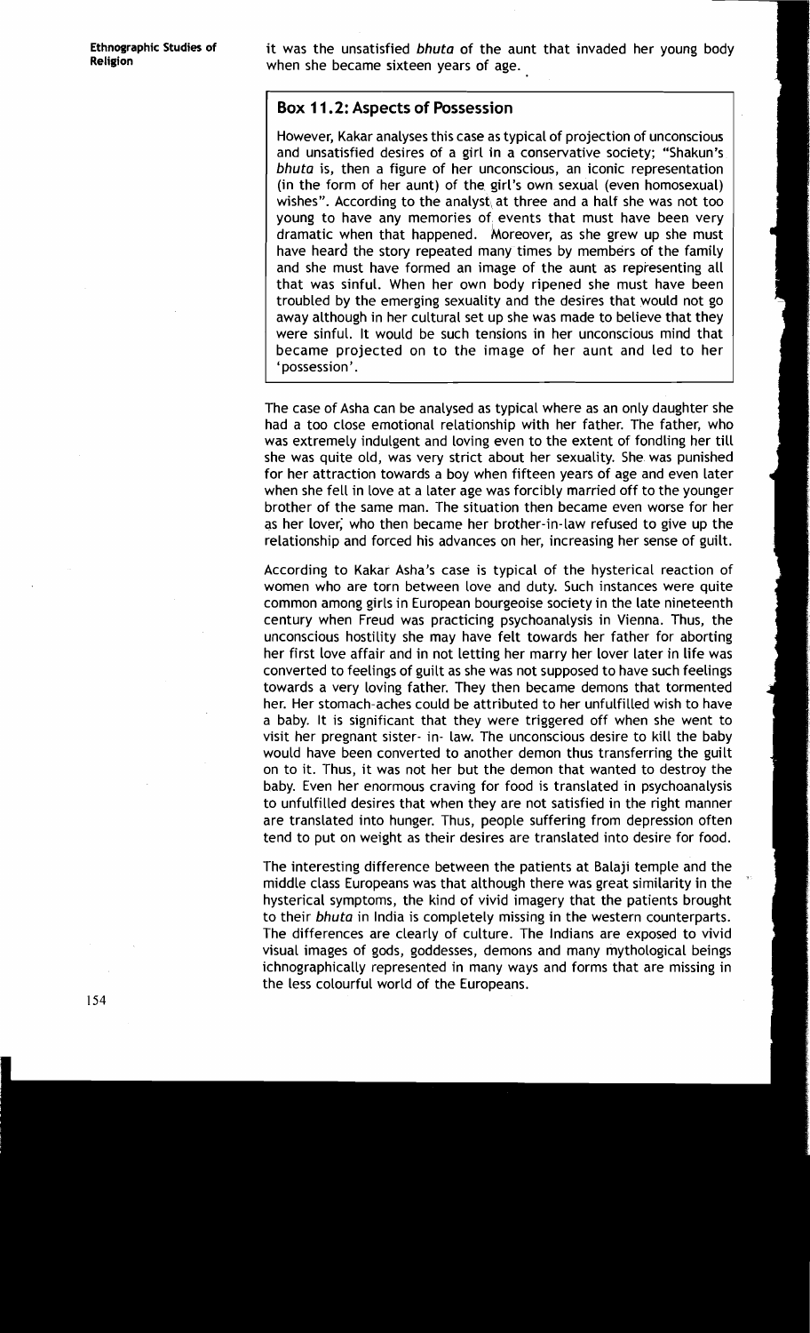it was the unsatisfied *bhuta* of the aunt that invaded her young body when she became sixteen years of age.

### Box 11.2: Aspects of Possession

However, Kakar analyses this case as typical of projection of unconscious and unsatisfied desires of a girl in a conservative society; "Shakun's *bhuta* is, then a figure of her unconscious, an iconic representation (in the form of her aunt) of the girl's own sexual (even homosexual) wishes". According to the analyst, at three and a half she was not too young to have any memories of events that must have been very dramatic when that happened. Moreover, as she grew up she must have heard the story repeated many times by members of the family and she must have formed an image of the aunt as representing all that was sinful. When her own body ripened she must have been troubled by the emerging sexuality and the desires that would not go away although in her cultural set up she was made to believe that they were sinful. It would be such tensions in her unconscious mind that became projected on to the image of her aunt and led to her 'possession'.

The case of Asha can be analysed as typical where as an only daughter she had a too close emotional relationship with her father. The father, who was extremely indulgent and loving even to the extent of fondling her till she was quite old, was very strict about her sexuality. She was punished for her attraction towards a boy when fifteen years of age and even later when she fell in love at a later age was forcibly married off to the younger brother of the same man. The situation then became even worse for her as her lover, who then became her brother-in-law refused to give up the relationship and forced his advances on her, increasing her sense of guilt.

According to Kakar Asha's case is typical of the hysterical reaction of women who are torn between love and duty. Such instances were quite common among girls in European bourgeoise society in the late nineteenth century when Freud was practicing psychoanalysis in Vienna. Thus, the unconscious hostility she may have felt towards her father for aborting her first love affair and in not letting her marry her lover later in life was converted to feelings of guilt as she was not supposed to have such feelings towards a very loving father. They then became demons that tormented her. Her stomach-aches could be attributed to her unfulfilled wish to have a baby. It is significant that they were triggered off when she went to visit her pregnant sister- in- law. The unconscious desire to kill the baby would have been converted to another demon thus transferring the guilt on to it. Thus, it was not her but the demon that wanted to destroy the baby. Even her enormous craving for food is translated in psychoanalysis to unfulfilled desires that when they are not satisfied in the right manner are translated into hunger. Thus, people suffering from depression often tend to put on weight as their desires are translated into desire for food.

The interesting difference between the patients at Balaji temple and the middle class Europeans was that although there was great similarity in the hysterical symptoms, the kind of vivid imagery that the patients brought to their *bhuta* in India is completely missing in the western counterparts. The differences are clearly of culture. The Indians are exposed to vivid visual images of gods, goddesses, demons and many mythological beings ichnographically represented in many ways and forms that are missing in the less colourful world of the Europeans.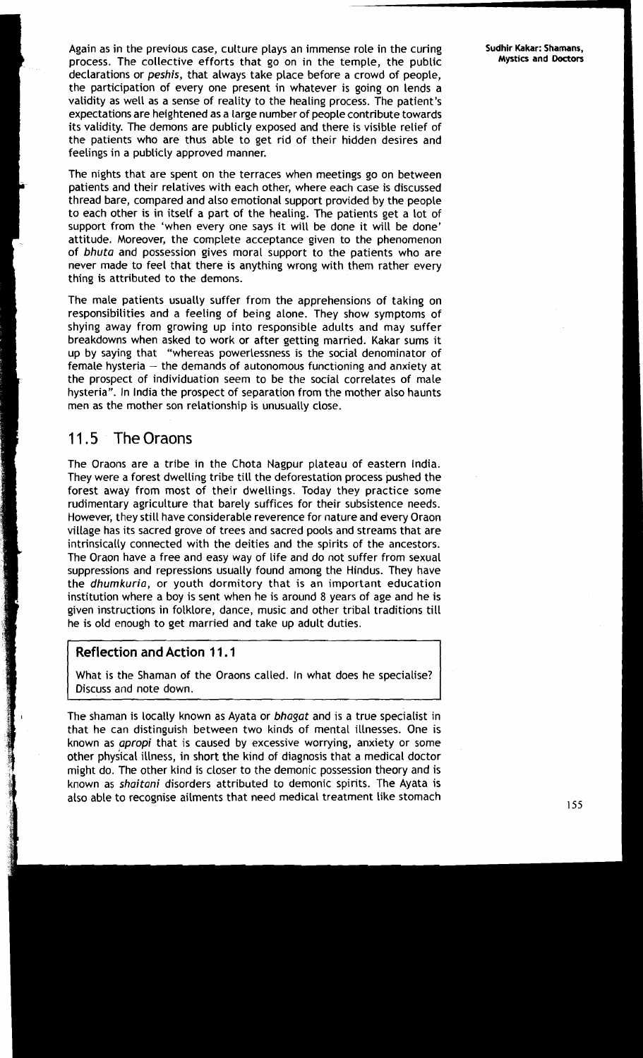Again as in the previous case, culture plays an immense role in the curing process. The collective efforts that go on in the temple, the public declarations or *peshis*, that always take place before a crowd of people, the participation of every one present in whatever is going on lends a validity as well as a sense of reality to the healing process. The patient's expectations are heightened as a large number of people contribute towards its validity. The demons are publicly exposed and there is visible relief of the patients who are thus able to get rid of their hidden desires and feelings in a publicly approved manner.

The nights that are spent on the terraces when meetings go on between patients and their relatives with each other, where each case is discussed thread bare, compared and also emotional support provided by the people to each other is in itself a part of the healing. The patients get a lot of support from the 'when every one says it will be done it will be done' attitude. Moreover, the complete acceptance given to the phenomenon of *bhuta* and possession gives moral support to the patients who are never made to feel that there is anything wrong with them rather every thing is attributed to the demons.

The male patients usually suffer from the apprehensions of taking on responsibilities and a feeling of being alone. They show symptoms of shying away from growing up into responsible adults and may suffer breakdowns when asked to work or after getting married. Kakar sums it up by saying that "whereas powerlessness is the social denominator of female hysteria – the demands of autonomous functioning and anxiety at the prospect of individuation seem to be the social correlates of male hysteria". In India the prospect of separation from the mother also haunts men as the mother son relationship is unusually close.

## 11.5 The Oraons

The Oraons are a tribe in the Chota Nagpur plateau of eastern India. They were a forest dwelling tribe till the deforestation process pushed the forest away from most of their dwellings. Today they practice some rudimentary agriculture that barely suffices for their subsistence needs. However, they still have considerable reverence for nature and every Oraon village has its sacred grove of trees and sacred pools and streams that are intrinsically connected with the deities and the spirits of the ancestors. The Oraon have a free and easy way of life and do not suffer from sexual suppressions and repressions usually found among the Hindus. They have the *dhumkuria*, or youth dormitory that is an important education institution where a boy is sent when he is around 8 years of age and he is given instructions in folklore, dance, music and other tribal traditions till he is old enough to get married and take up adult duties.

> **Reflection and Action 11.1**
>
> What is the Shaman of the Oraons called. In what does he specialise? Discuss and note down.

The shaman is locally known as Ayata or *bhagat* and is a true specialist in that he can distinguish between two kinds of mental illnesses. One is known as *apropi* that is caused by excessive worrying, anxiety or some other physical illness, in short the kind of diagnosis that a medical doctor might do. The other kind is closer to the demonic possession theory and is known as *shaitani* disorders attributed to demonic spirits. The Ayata is also able to recognise ailments that need medical treatment like stomach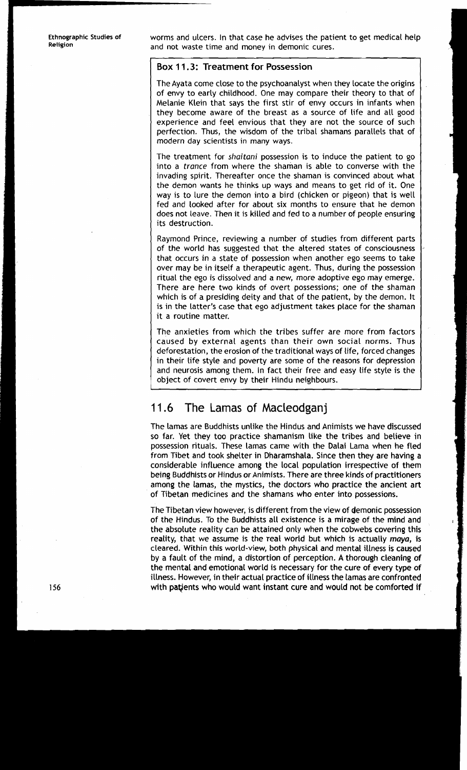worms and ulcers. In that case he advises the patient to get medical help and not waste time and money in demonic cures.

### Box 11.3: Treatment for Possession

The Ayata come close to the psychoanalyst when they locate the origins of envy to early childhood. One may compare their theory to that of Melanie Klein that says the first stir of envy occurs in infants when they become aware of the breast as a source of life and all good experience and feel envious that they are not the source of such perfection. Thus, the wisdom of the tribal shamans parallels that of modern day scientists in many ways.

The treatment for *shaitani* possession is to induce the patient to go into a *trance* from where the shaman is able to converse with the invading spirit. Thereafter once the shaman is convinced about what the demon wants he thinks up ways and means to get rid of it. One way is to lure the demon into a bird (chicken or pigeon) that is well fed and looked after for about six months to ensure that he demon does not leave. Then it is killed and fed to a number of people ensuring its destruction.

Raymond Prince, reviewing a number of studies from different parts of the world has suggested that the altered states of consciousness that occurs in a state of possession when another ego seems to take over may be in itself a therapeutic agent. Thus, during the possession ritual the ego is dissolved and a new, more adoptive ego may emerge. There are here two kinds of overt possessions; one of the shaman which is of a presiding deity and that of the patient, by the demon. It is in the latter's case that ego adjustment takes place for the shaman it a routine matter.

The anxieties from which the tribes suffer are more from factors caused by external agents than their own social norms. Thus deforestation, the erosion of the traditional ways of life, forced changes in their life style and poverty are some of the reasons for depression and neurosis among them. In fact their free and easy life style is the object of covert envy by their Hindu neighbours.

## 11.6 The Lamas of Macleodganj

The lamas are Buddhists unlike the Hindus and Animists we have discussed so far. Yet they too practice shamanism like the tribes and believe in possession rituals. These lamas came with the Dalai Lama when he fled from Tibet and took shelter in Dharamshala. Since then they are having a considerable influence among the local population irrespective of them being Buddhists or Hindus or Animists. There are three kinds of practitioners among the lamas, the mystics, the doctors who practice the ancient art of Tibetan medicines and the shamans who enter into possessions.

The Tibetan view however, is different from the view of demonic possession of the Hindus. To the Buddhists all existence is a mirage of the mind and the absolute reality can be attained only when the cobwebs covering this reality, that we assume is the real world but which is actually *maya*, is cleared. Within this world-view, both physical and mental illness is caused by a fault of the mind, a distortion of perception. A thorough cleaning of the mental and emotional world is necessary for the cure of every type of illness. However, in their actual practice of illness the lamas are confronted with patients who would want instant cure and would not be comforted if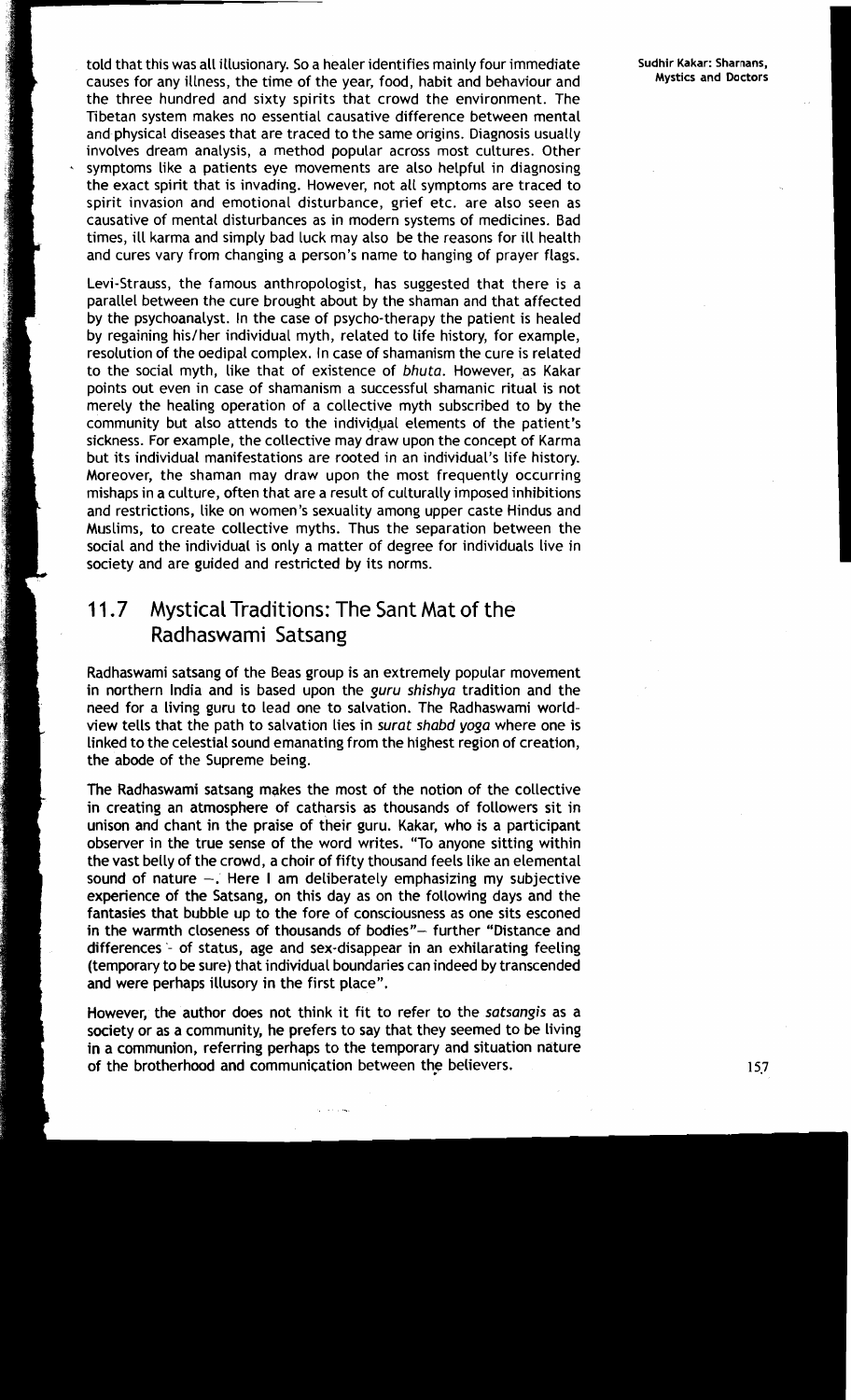told that this was all illusionary. So a healer identifies mainly four immediate causes for any illness, the time of the year, food, habit and behaviour and the three hundred and sixty spirits that crowd the environment. The Tibetan system makes no essential causative difference between mental and physical diseases that are traced to the same origins. Diagnosis usually involves dream analysis, a method popular across most cultures. Other symptoms like a patients eye movements are also helpful in diagnosing the exact spirit that is invading. However, not all symptoms are traced to spirit invasion and emotional disturbance, grief etc. are also seen as causative of mental disturbances as in modern systems of medicines. Bad times, ill karma and simply bad luck may also be the reasons for ill health and cures vary from changing a person's name to hanging of prayer flags.

Levi-Strauss, the famous anthropologist, has suggested that there is a parallel between the cure brought about by the shaman and that affected by the psychoanalyst. In the case of psycho-therapy the patient is healed by regaining his/her individual myth, related to life history, for example, resolution of the oedipal complex. In case of shamanism the cure is related to the social myth, like that of existence of *bhuta*. However, as Kakar points out even in case of shamanism a successful shamanic ritual is not merely the healing operation of a collective myth subscribed to by the community but also attends to the individual elements of the patient's sickness. For example, the collective may draw upon the concept of Karma but its individual manifestations are rooted in an individual's life history. Moreover, the shaman may draw upon the most frequently occurring mishaps in a culture, often that are a result of culturally imposed inhibitions and restrictions, like on women's sexuality among upper caste Hindus and Muslims, to create collective myths. Thus the separation between the social and the individual is only a matter of degree for individuals live in society and are guided and restricted by its norms.

## 11.7 Mystical Traditions: The Sant Mat of the Radhaswami Satsang

Radhaswami satsang of the Beas group is an extremely popular movement in northern India and is based upon the *guru shishya* tradition and the need for a living guru to lead one to salvation. The Radhaswami world-view tells that the path to salvation lies in *surat shabd yoga* where one is linked to the celestial sound emanating from the highest region of creation, the abode of the Supreme being.

The Radhaswami satsang makes the most of the notion of the collective in creating an atmosphere of catharsis as thousands of followers sit in unison and chant in the praise of their guru. Kakar, who is a participant observer in the true sense of the word writes. "To anyone sitting within the vast belly of the crowd, a choir of fifty thousand feels like an elemental sound of nature —. Here I am deliberately emphasizing my subjective experience of the Satsang, on this day as on the following days and the fantasies that bubble up to the fore of consciousness as one sits esconed in the warmth closeness of thousands of bodies"— further "Distance and differences - of status, age and sex-disappear in an exhilarating feeling (temporary to be sure) that individual boundaries can indeed by transcended and were perhaps illusory in the first place".

However, the author does not think it fit to refer to the *satsangis* as a society or as a community, he prefers to say that they seemed to be living in a communion, referring perhaps to the temporary and situation nature of the brotherhood and communication between the believers.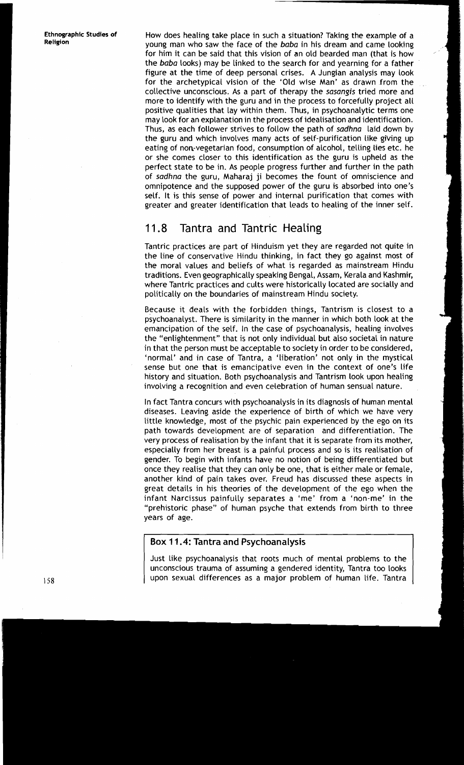How does healing take place in such a situation? Taking the example of a young man who saw the face of the *baba* in his dream and came looking for him it can be said that this vision of an old bearded man (that is how the *baba* looks) may be linked to the search for and yearning for a father figure at the time of deep personal crises. A Jungian analysis may look for the archetypical vision of the 'Old wise Man' as drawn from the collective unconscious. As a part of therapy the *sasangis* tried more and more to identify with the guru and in the process to forcefully project all positive qualities that lay within them. Thus, in psychoanalytic terms one may look for an explanation in the process of idealisation and identification. Thus, as each follower strives to follow the path of *sadhna* laid down by the guru and which involves many acts of self-purification like giving up eating of non-vegetarian food, consumption of alcohol, telling lies etc. he or she comes closer to this identification as the guru is upheld as the perfect state to be in. As people progress further and further in the path of *sadhna* the guru, Maharaj ji becomes the fount of omniscience and omnipotence and the supposed power of the guru is absorbed into one's self. It is this sense of power and internal purification that comes with greater and greater identification that leads to healing of the inner self.

## 11.8 Tantra and Tantric Healing

Tantric practices are part of Hinduism yet they are regarded not quite in the line of conservative Hindu thinking, in fact they go against most of the moral values and beliefs of what is regarded as mainstream Hindu traditions. Even geographically speaking Bengal, Assam, Kerala and Kashmir, where Tantric practices and cults were historically located are socially and politically on the boundaries of mainstream Hindu society.

Because it deals with the forbidden things, Tantrism is closest to a psychoanalyst. There is similarity in the manner in which both look at the emancipation of the self. In the case of psychoanalysis, healing involves the "enlightenment" that is not only individual but also societal in nature in that the person must be acceptable to society in order to be considered, 'normal' and in case of Tantra, a 'liberation' not only in the mystical sense but one that is emancipative even in the context of one's life history and situation. Both psychoanalysis and Tantrism look upon healing involving a recognition and even celebration of human sensual nature.

In fact Tantra concurs with psychoanalysis in its diagnosis of human mental diseases. Leaving aside the experience of birth of which we have very little knowledge, most of the psychic pain experienced by the ego on its path towards development are of separation and differentiation. The very process of realisation by the infant that it is separate from its mother, especially from her breast is a painful process and so is its realisation of gender. To begin with infants have no notion of being differentiated but once they realise that they can only be one, that is either male or female, another kind of pain takes over. Freud has discussed these aspects in great details in his theories of the development of the ego when the infant Narcissus painfully separates a 'me' from a 'non-me' in the "prehistoric phase" of human psyche that extends from birth to three years of age.

> **Box 11.4: Tantra and Psychoanalysis**
>
> Just like psychoanalysis that roots much of mental problems to the unconscious trauma of assuming a gendered identity, Tantra too looks upon sexual differences as a major problem of human life. Tantra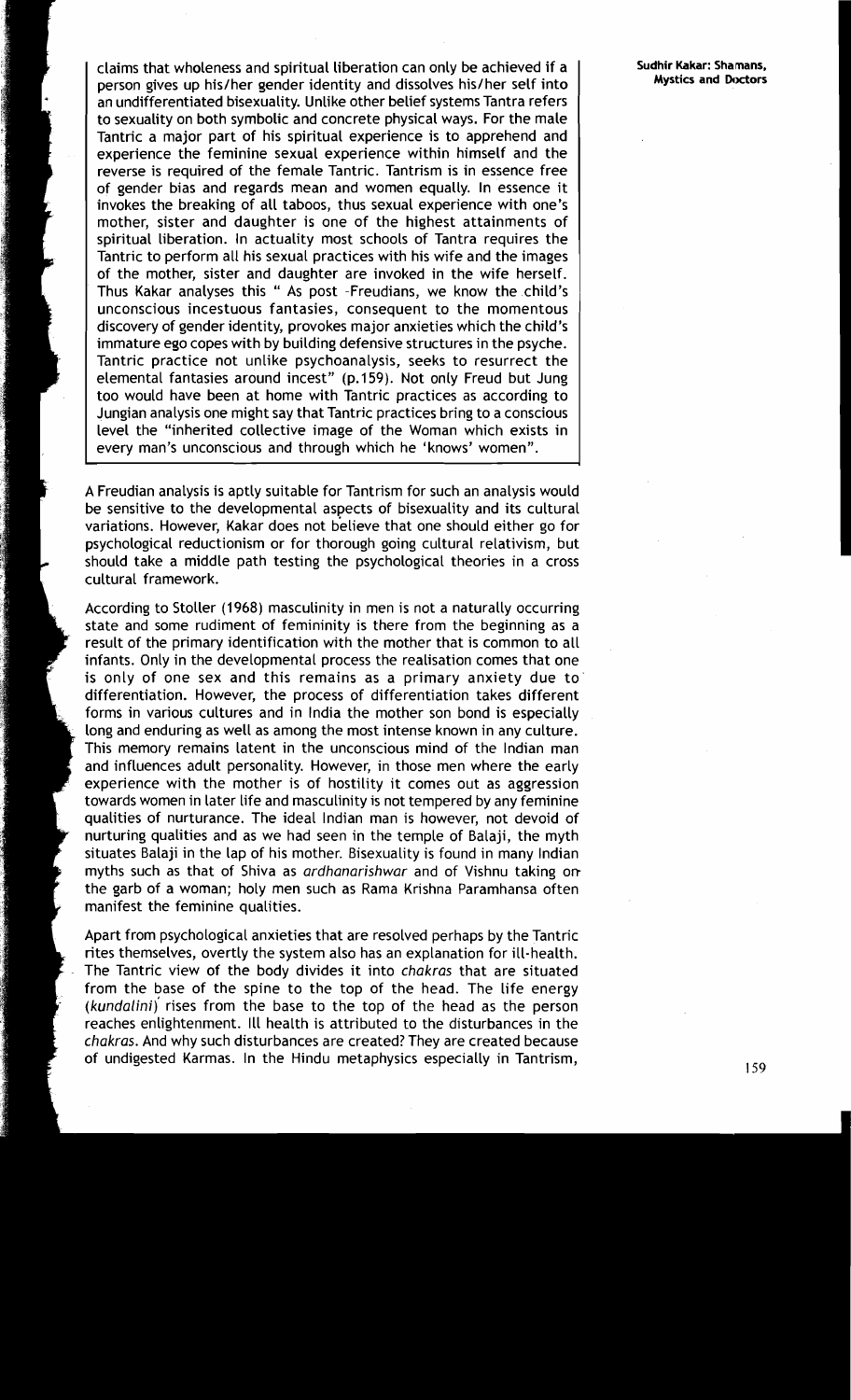claims that wholeness and spiritual liberation can only be achieved if a person gives up his/her gender identity and dissolves his/her self into an undifferentiated bisexuality. Unlike other belief systems Tantra refers to sexuality on both symbolic and concrete physical ways. For the male Tantric a major part of his spiritual experience is to apprehend and experience the feminine sexual experience within himself and the reverse is required of the female Tantric. Tantrism is in essence free of gender bias and regards mean and women equally. In essence it invokes the breaking of all taboos, thus sexual experience with one's mother, sister and daughter is one of the highest attainments of spiritual liberation. In actuality most schools of Tantra requires the Tantric to perform all his sexual practices with his wife and the images of the mother, sister and daughter are invoked in the wife herself. Thus Kakar analyses this " As post -Freudians, we know the child's unconscious incestuous fantasies, consequent to the momentous discovery of gender identity, provokes major anxieties which the child's immature ego copes with by building defensive structures in the psyche. Tantric practice not unlike psychoanalysis, seeks to resurrect the elemental fantasies around incest" (p.159). Not only Freud but Jung too would have been at home with Tantric practices as according to Jungian analysis one might say that Tantric practices bring to a conscious level the "inherited collective image of the Woman which exists in every man's unconscious and through which he 'knows' women".

A Freudian analysis is aptly suitable for Tantrism for such an analysis would be sensitive to the developmental aspects of bisexuality and its cultural variations. However, Kakar does not believe that one should either go for psychological reductionism or for thorough going cultural relativism, but should take a middle path testing the psychological theories in a cross cultural framework.

According to Stoller (1968) masculinity in men is not a naturally occurring state and some rudiment of femininity is there from the beginning as a result of the primary identification with the mother that is common to all infants. Only in the developmental process the realisation comes that one is only of one sex and this remains as a primary anxiety due to differentiation. However, the process of differentiation takes different forms in various cultures and in India the mother son bond is especially long and enduring as well as among the most intense known in any culture. This memory remains latent in the unconscious mind of the Indian man and influences adult personality. However, in those men where the early experience with the mother is of hostility it comes out as aggression towards women in later life and masculinity is not tempered by any feminine qualities of nurturance. The ideal Indian man is however, not devoid of nurturing qualities and as we had seen in the temple of Balaji, the myth situates Balaji in the lap of his mother. Bisexuality is found in many Indian myths such as that of Shiva as *ardhanarishwar* and of Vishnu taking on the garb of a woman; holy men such as Rama Krishna Paramhansa often manifest the feminine qualities.

Apart from psychological anxieties that are resolved perhaps by the Tantric rites themselves, overtly the system also has an explanation for ill-health. The Tantric view of the body divides it into *chakras* that are situated from the base of the spine to the top of the head. The life energy (*kundalini*) rises from the base to the top of the head as the person reaches enlightenment. Ill health is attributed to the disturbances in the *chakras*. And why such disturbances are created? They are created because of undigested Karmas. In the Hindu metaphysics especially in Tantrism,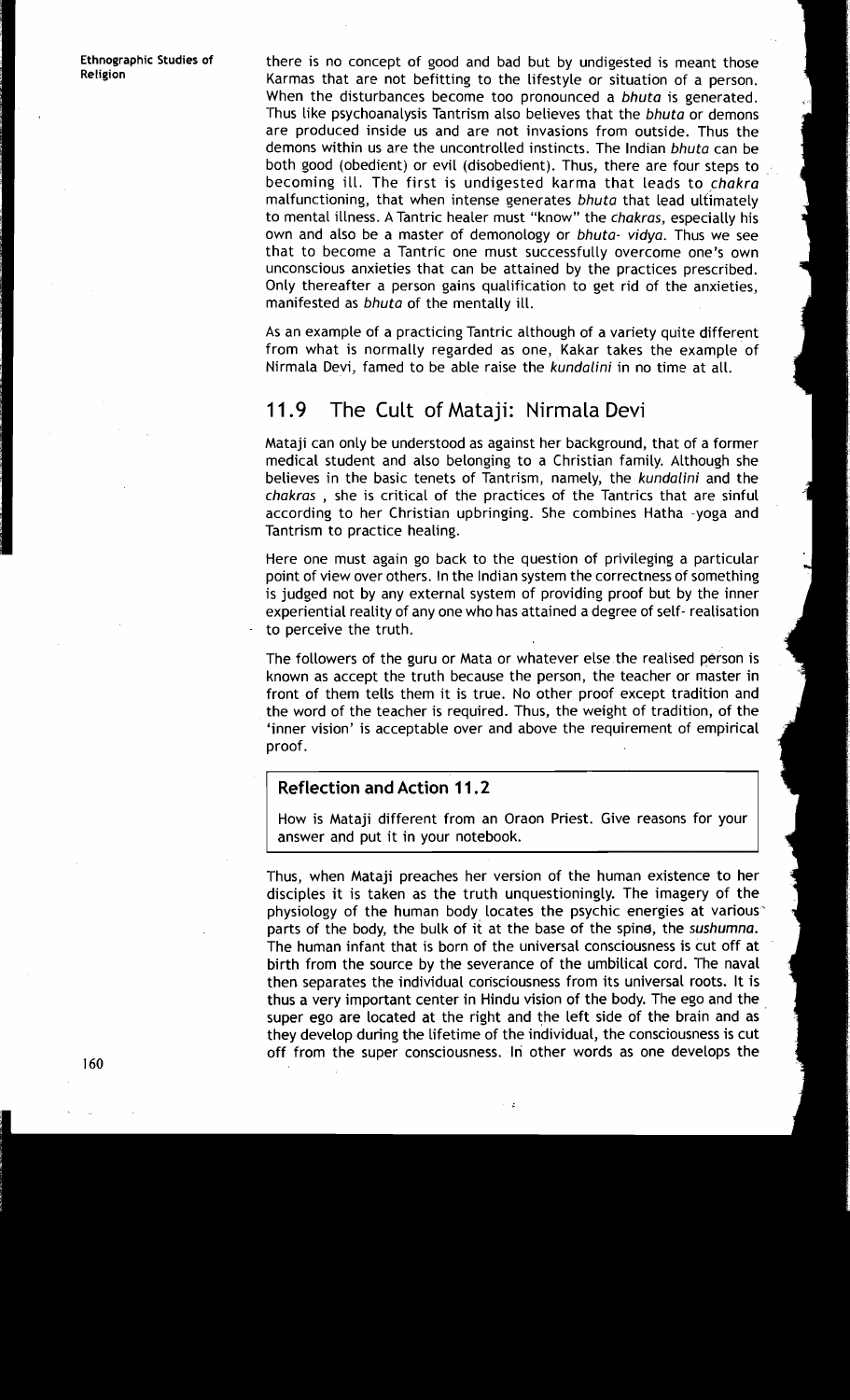there is no concept of good and bad but by undigested is meant those Karmas that are not befitting to the lifestyle or situation of a person. When the disturbances become too pronounced a *bhuta* is generated. Thus like psychoanalysis Tantrism also believes that the *bhuta* or demons are produced inside us and are not invasions from outside. Thus the demons within us are the uncontrolled instincts. The Indian *bhuta* can be both good (obedient) or evil (disobedient). Thus, there are four steps to becoming ill. The first is undigested karma that leads to *chakra* malfunctioning, that when intense generates *bhuta* that lead ultimately to mental illness. A Tantric healer must "know" the *chakras*, especially his own and also be a master of demonology or *bhuta- vidya*. Thus we see that to become a Tantric one must successfully overcome one's own unconscious anxieties that can be attained by the practices prescribed. Only thereafter a person gains qualification to get rid of the anxieties, manifested as *bhuta* of the mentally ill.

As an example of a practicing Tantric although of a variety quite different from what is normally regarded as one, Kakar takes the example of Nirmala Devi, famed to be able raise the *kundalini* in no time at all.

## 11.9 The Cult of Mataji: Nirmala Devi

Mataji can only be understood as against her background, that of a former medical student and also belonging to a Christian family. Although she believes in the basic tenets of Tantrism, namely, the *kundalini* and the *chakras* , she is critical of the practices of the Tantrics that are sinful according to her Christian upbringing. She combines Hatha -yoga and Tantrism to practice healing.

Here one must again go back to the question of privileging a particular point of view over others. In the Indian system the correctness of something is judged not by any external system of providing proof but by the inner experiential reality of any one who has attained a degree of self- realisation to perceive the truth.

The followers of the guru or Mata or whatever else the realised person is known as accept the truth because the person, the teacher or master in front of them tells them it is true. No other proof except tradition and the word of the teacher is required. Thus, the weight of tradition, of the 'inner vision' is acceptable over and above the requirement of empirical proof.

**Reflection and Action 11.2**

How is Mataji different from an Oraon Priest. Give reasons for your answer and put it in your notebook.

Thus, when Mataji preaches her version of the human existence to her disciples it is taken as the truth unquestioningly. The imagery of the physiology of the human body locates the psychic energies at various parts of the body, the bulk of it at the base of the spine, the *sushumna*. The human infant that is born of the universal consciousness is cut off at birth from the source by the severance of the umbilical cord. The naval then separates the individual consciousness from its universal roots. It is thus a very important center in Hindu vision of the body. The ego and the super ego are located at the right and the left side of the brain and as they develop during the lifetime of the individual, the consciousness is cut off from the super consciousness. In other words as one develops the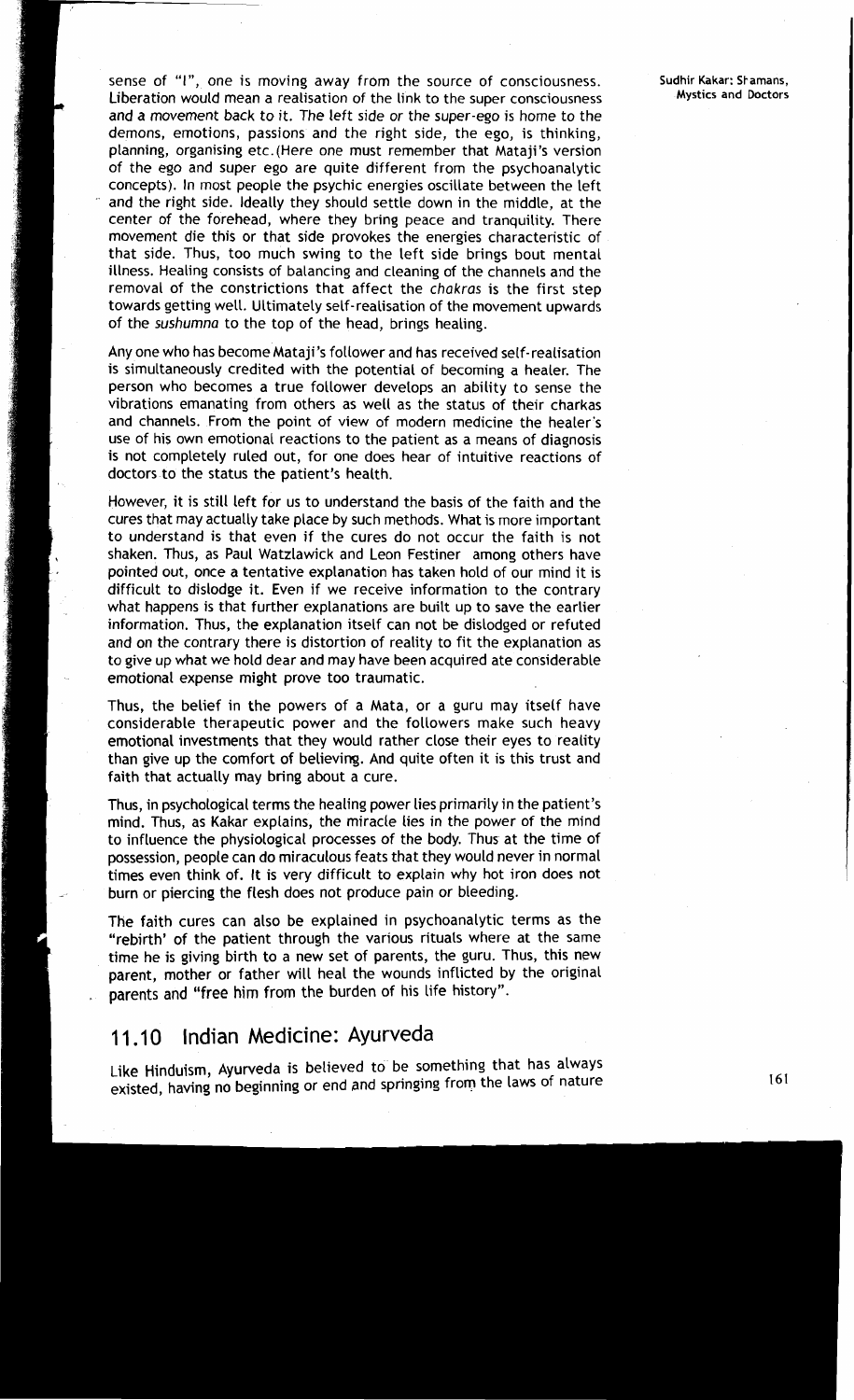sense of "I", one is moving away from the source of consciousness. Liberation would mean a realisation of the link to the super consciousness and a movement back to it. The left side or the super-ego is home to the demons, emotions, passions and the right side, the ego, is thinking, planning, organising etc.(Here one must remember that Mataji's version of the ego and super ego are quite different from the psychoanalytic concepts). In most people the psychic energies oscillate between the left and the right side. Ideally they should settle down in the middle, at the center of the forehead, where they bring peace and tranquility. There movement die this or that side provokes the energies characteristic of that side. Thus, too much swing to the left side brings bout mental illness. Healing consists of balancing and cleaning of the channels and the removal of the constrictions that affect the *chakras* is the first step towards getting well. Ultimately self-realisation of the movement upwards of the *sushumna* to the top of the head, brings healing.

Any one who has become Mataji's follower and has received self-realisation is simultaneously credited with the potential of becoming a healer. The person who becomes a true follower develops an ability to sense the vibrations emanating from others as well as the status of their charkas and channels. From the point of view of modern medicine the healer's use of his own emotional reactions to the patient as a means of diagnosis is not completely ruled out, for one does hear of intuitive reactions of doctors to the status the patient's health.

However, it is still left for us to understand the basis of the faith and the cures that may actually take place by such methods. What is more important to understand is that even if the cures do not occur the faith is not shaken. Thus, as Paul Watzlawick and Leon Festiner among others have pointed out, once a tentative explanation has taken hold of our mind it is difficult to dislodge it. Even if we receive information to the contrary what happens is that further explanations are built up to save the earlier information. Thus, the explanation itself can not be dislodged or refuted and on the contrary there is distortion of reality to fit the explanation as to give up what we hold dear and may have been acquired ate considerable emotional expense might prove too traumatic.

Thus, the belief in the powers of a Mata, or a guru may itself have considerable therapeutic power and the followers make such heavy emotional investments that they would rather close their eyes to reality than give up the comfort of believing. And quite often it is this trust and faith that actually may bring about a cure.

Thus, in psychological terms the healing power lies primarily in the patient's mind. Thus, as Kakar explains, the miracle lies in the power of the mind to influence the physiological processes of the body. Thus at the time of possession, people can do miraculous feats that they would never in normal times even think of. It is very difficult to explain why hot iron does not burn or piercing the flesh does not produce pain or bleeding.

The faith cures can also be explained in psychoanalytic terms as the "rebirth' of the patient through the various rituals where at the same time he is giving birth to a new set of parents, the guru. Thus, this new parent, mother or father will heal the wounds inflicted by the original parents and "free him from the burden of his life history".

## 11.10 Indian Medicine: Ayurveda

Like Hinduism, Ayurveda is believed to be something that has always existed, having no beginning or end and springing from the laws of nature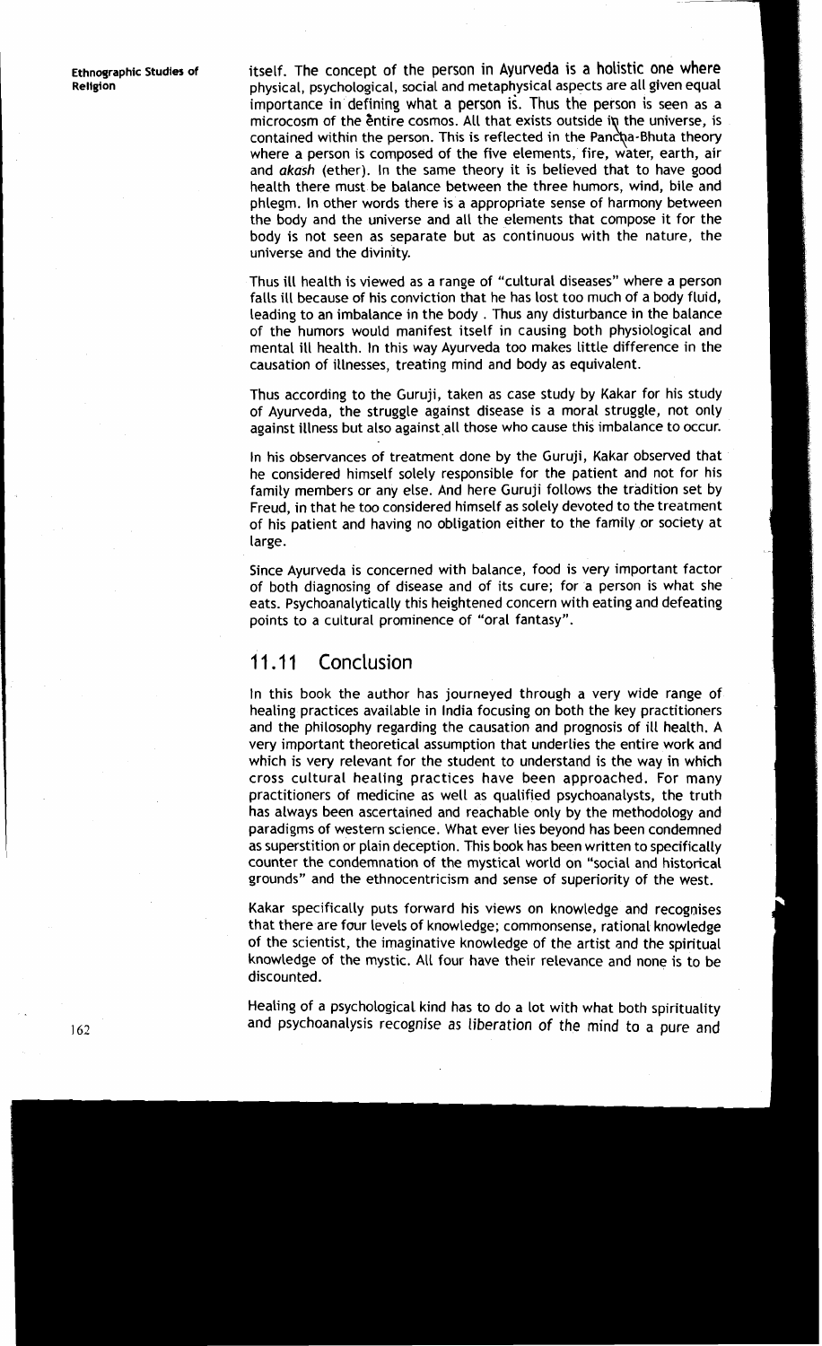itself. The concept of the person in Ayurveda is a holistic one where physical, psychological, social and metaphysical aspects are all given equal importance in defining what a person is. Thus the person is seen as a microcosm of the entire cosmos. All that exists outside in the universe, is contained within the person. This is reflected in the Pancha-Bhuta theory where a person is composed of the five elements, fire, water, earth, air and *akash* (ether). In the same theory it is believed that to have good health there must be balance between the three humors, wind, bile and phlegm. In other words there is a appropriate sense of harmony between the body and the universe and all the elements that compose it for the body is not seen as separate but as continuous with the nature, the universe and the divinity.

Thus ill health is viewed as a range of "cultural diseases" where a person falls ill because of his conviction that he has lost too much of a body fluid, leading to an imbalance in the body . Thus any disturbance in the balance of the humors would manifest itself in causing both physiological and mental ill health. In this way Ayurveda too makes little difference in the causation of illnesses, treating mind and body as equivalent.

Thus according to the Guruji, taken as case study by Kakar for his study of Ayurveda, the struggle against disease is a moral struggle, not only against illness but also against all those who cause this imbalance to occur.

In his observances of treatment done by the Guruji, Kakar observed that he considered himself solely responsible for the patient and not for his family members or any else. And here Guruji follows the tradition set by Freud, in that he too considered himself as solely devoted to the treatment of his patient and having no obligation either to the family or society at large.

Since Ayurveda is concerned with balance, food is very important factor of both diagnosing of disease and of its cure; for a person is what she eats. Psychoanalytically this heightened concern with eating and defeating points to a cultural prominence of "oral fantasy".

## 11.11 Conclusion

In this book the author has journeyed through a very wide range of healing practices available in India focusing on both the key practitioners and the philosophy regarding the causation and prognosis of ill health. A very important theoretical assumption that underlies the entire work and which is very relevant for the student to understand is the way in which cross cultural healing practices have been approached. For many practitioners of medicine as well as qualified psychoanalysts, the truth has always been ascertained and reachable only by the methodology and paradigms of western science. What ever lies beyond has been condemned as superstition or plain deception. This book has been written to specifically counter the condemnation of the mystical world on "social and historical grounds" and the ethnocentricism and sense of superiority of the west.

Kakar specifically puts forward his views on knowledge and recognises that there are four levels of knowledge; commonsense, rational knowledge of the scientist, the imaginative knowledge of the artist and the spiritual knowledge of the mystic. All four have their relevance and none is to be discounted.

Healing of a psychological kind has to do a lot with what both spirituality and psychoanalysis recognise as liberation of the mind to a pure and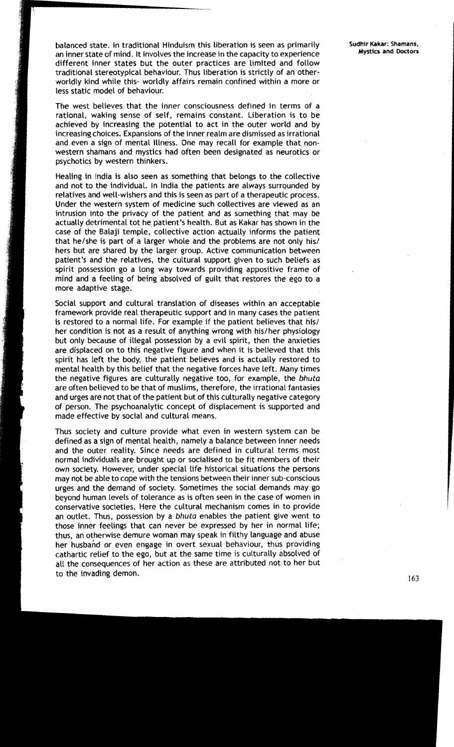balanced state. In traditional Hinduism this liberation is seen as primarily an inner state of mind. It involves the increase in the capacity to experience different inner states but the outer practices are limited and follow traditional stereotypical behaviour. Thus liberation is strictly of an other-worldly kind while this- worldly affairs remain confined within a more or less static model of behaviour.

The west believes that the inner consciousness defined in terms of a rational, waking sense of self, remains constant. Liberation is to be achieved by increasing the potential to act in the outer world and by increasing choices. Expansions of the inner realm are dismissed as irrational and even a sign of mental illness. One may recall for example that non-western shamans and mystics had often been designated as neurotics or psychotics by western thinkers.

Healing in India is also seen as something that belongs to the collective and not to the individual. In India the patients are always surrounded by relatives and well-wishers and this is seen as part of a therapeutic process. Under the western system of medicine such collectives are viewed as an intrusion into the privacy of the patient and as something that may be actually detrimental tot he patient's health. But as Kakar has shown in the case of the Balaji temple, collective action actually informs the patient that he/she is part of a larger whole and the problems are not only his/ hers but are shared by the larger group. Active communication between patient's and the relatives, the cultural support given to such beliefs as spirit possession go a long way towards providing appositive frame of mind and a feeling of being absolved of guilt that restores the ego to a more adaptive stage.

Social support and cultural translation of diseases within an acceptable framework provide real therapeutic support and in many cases the patient is restored to a normal life. For example if the patient believes that his/ her condition is not as a result of anything wrong with his/her physiology but only because of illegal possession by a evil spirit, then the anxieties are displaced on to this negative figure and when it is believed that this spirit has left the body, the patient believes and is actually restored to mental health by this belief that the negative forces have left. Many times the negative figures are culturally negative too, for example, the *bhuta* are often believed to be that of muslims, therefore, the irrational fantasies and urges are not that of the patient but of this culturally negative category of person. The psychoanalytic concept of displacement is supported and made effective by social and cultural means.

Thus society and culture provide what even in western system can be defined as a sign of mental health, namely a balance between inner needs and the outer reality. Since needs are defined in cultural terms most normal individuals are brought up or socialised to be fit members of their own society. However, under special life historical situations the persons may not be able to cope with the tensions between their inner sub-conscious urges and the demand of society. Sometimes the social demands may go beyond human levels of tolerance as is often seen in the case of women in conservative societies. Here the cultural mechanism comes in to provide an outlet. Thus, possession by a *bhuta* enables the patient give went to those inner feelings that can never be expressed by her in normal life; thus, an otherwise demure woman may speak in filthy language and abuse her husband or even engage in overt sexual behaviour, thus providing cathartic relief to the ego, but at the same time is culturally absolved of all the consequences of her action as these are attributed not to her but to the invading demon.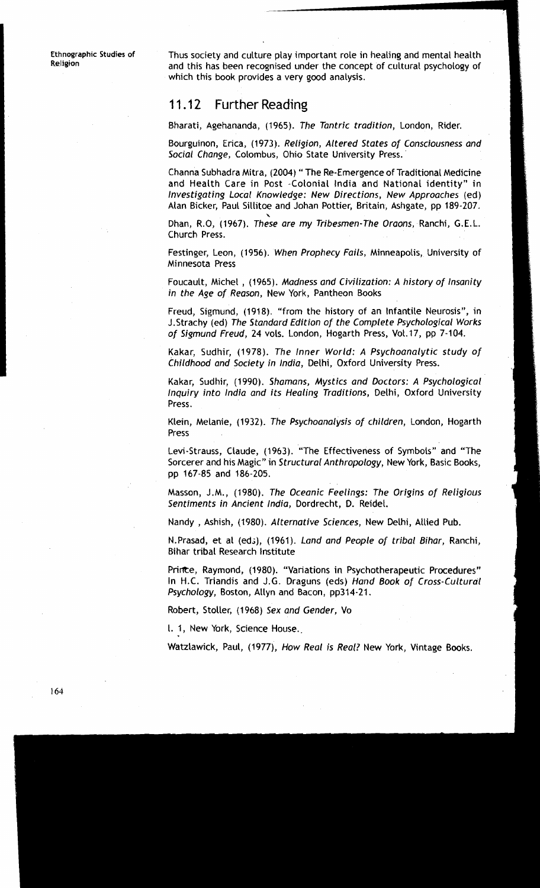Thus society and culture play important role in healing and mental health and this has been recognised under the concept of cultural psychology of which this book provides a very good analysis.

## 11.12 Further Reading

Bharati, Agehananda, (1965). *The Tantric tradition*, London, Rider.

Bourguinon, Erica, (1973). *Religion, Altered States of Consciousness and Social Change*, Colombus, Ohio State University Press.

Channa Subhadra Mitra, (2004) " The Re-Emergence of Traditional Medicine and Health Care in Post -Colonial India and National identity" in *Investigating Local Knowledge: New Directions, New Approaches* (ed) Alan Bicker, Paul Sillitoe and Johan Pottier, Britain, Ashgate, pp 189-207.

Dhan, R.O, (1967). *These are my Tribesmen-The Oraons*, Ranchi, G.E.L. Church Press.

Festinger, Leon, (1956). *When Prophecy Fails*, Minneapolis, University of Minnesota Press

Foucault, Michel , (1965). *Madness and Civilization: A history of Insanity in the Age of Reason*, New York, Pantheon Books

Freud, Sigmund, (1918). "from the history of an Infantile Neurosis", in J.Strachy (ed) *The Standard Edition of the Complete Psychological Works of Sigmund Freud*, 24 vols. London, Hogarth Press, Vol.17, pp 7-104.

Kakar, Sudhir, (1978). *The Inner World: A Psychoanalytic study of Childhood and Society in India*, Delhi, Oxford University Press.

Kakar, Sudhir, (1990). *Shamans, Mystics and Doctors: A Psychological Inquiry into India and its Healing Traditions*, Delhi, Oxford University Press.

Klein, Melanie, (1932). *The Psychoanalysis of children*, London, Hogarth Press

Levi-Strauss, Claude, (1963). "The Effectiveness of Symbols" and "The Sorcerer and his Magic" in *Structural Anthropology*, New York, Basic Books, pp 167-85 and 186-205.

Masson, J.M., (1980). *The Oceanic Feelings: The Origins of Religious Sentiments in Ancient India*, Dordrecht, D. Reidel.

Nandy , Ashish, (1980). *Alternative Sciences*, New Delhi, Allied Pub.

N.Prasad, et al (eds), (1961). *Land and People of tribal Bihar*, Ranchi, Bihar tribal Research Institute

Prince, Raymond, (1980). "Variations in Psychotherapeutic Procedures" In H.C. Triandis and J.G. Draguns (eds) *Hand Book of Cross-Cultural Psychology*, Boston, Allyn and Bacon, pp314-21.

Robert, Stoller, (1968) *Sex and Gender*, Vo

l. 1, New York, Science House.

Watzlawick, Paul, (1977), *How Real is Real?* New York, Vintage Books.